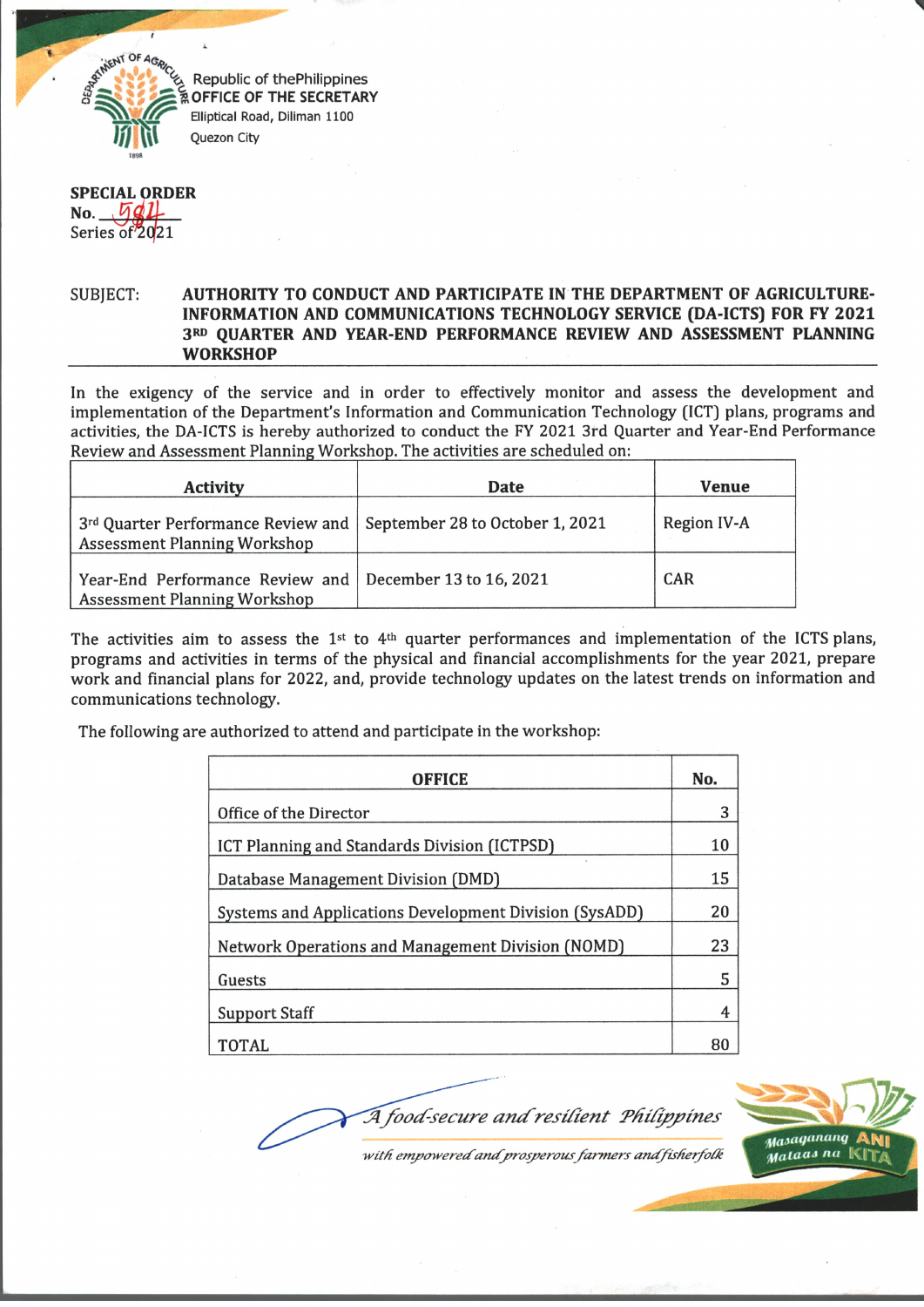Republic of thePhilippines
OFFICE OF THE SECRETARY
Elliptical Road, Diliman 1100
Quezon City

**SPECIAL ORDER**
**No.** 584
Series of 2021

SUBJECT: **AUTHORITY TO CONDUCT AND PARTICIPATE IN THE DEPARTMENT OF AGRICULTURE-INFORMATION AND COMMUNICATIONS TECHNOLOGY SERVICE (DA-ICTS) FOR FY 2021 3RD QUARTER AND YEAR-END PERFORMANCE REVIEW AND ASSESSMENT PLANNING WORKSHOP**

In the exigency of the service and in order to effectively monitor and assess the development and implementation of the Department's Information and Communication Technology (ICT) plans, programs and activities, the DA-ICTS is hereby authorized to conduct the FY 2021 3rd Quarter and Year-End Performance Review and Assessment Planning Workshop. The activities are scheduled on:

| Activity | Date | Venue |
|---|---|---|
| 3rd Quarter Performance Review and Assessment Planning Workshop | September 28 to October 1, 2021 | Region IV-A |
| Year-End Performance Review and Assessment Planning Workshop | December 13 to 16, 2021 | CAR |

The activities aim to assess the 1st to 4th quarter performances and implementation of the ICTS plans, programs and activities in terms of the physical and financial accomplishments for the year 2021, prepare work and financial plans for 2022, and, provide technology updates on the latest trends on information and communications technology.

The following are authorized to attend and participate in the workshop:

| OFFICE | No. |
|---|---|
| Office of the Director | 3 |
| ICT Planning and Standards Division (ICTPSD) | 10 |
| Database Management Division (DMD) | 15 |
| Systems and Applications Development Division (SysADD) | 20 |
| Network Operations and Management Division (NOMD) | 23 |
| Guests | 5 |
| Support Staff | 4 |
| TOTAL | 80 |

*A food-secure and resilient Philippines with empowered and prosperous farmers and fisherfolk*

Masaganang ANI Mataas na KITA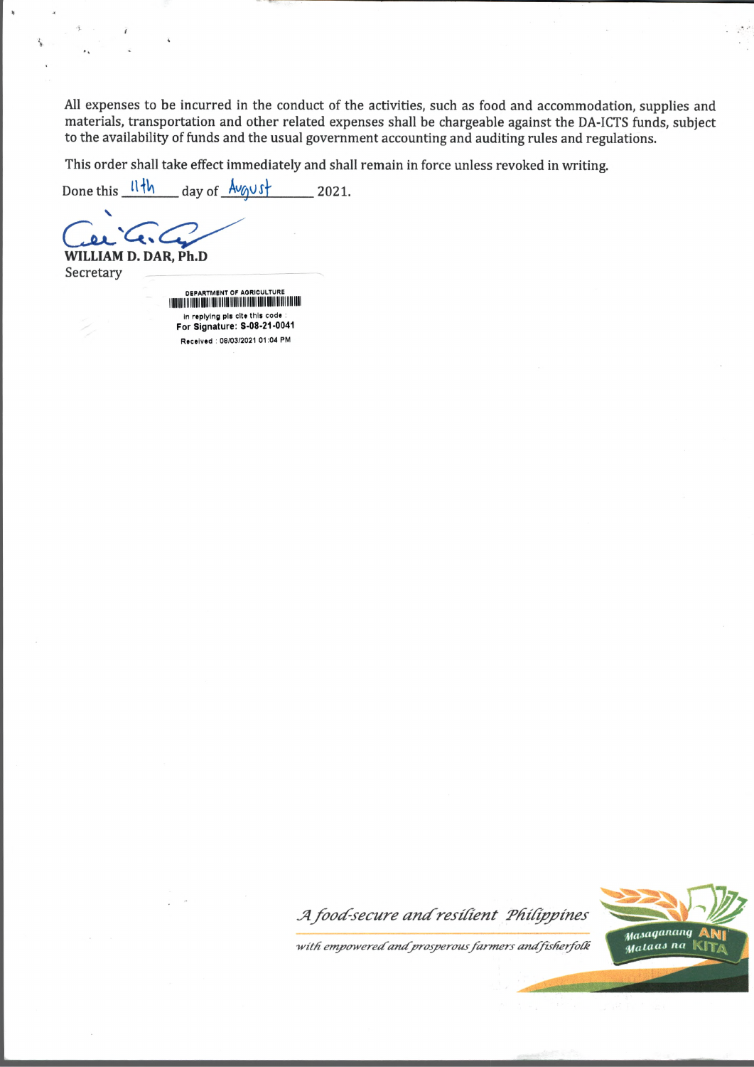All expenses to be incurred in the conduct of the activities, such as food and accommodation, supplies and materials, transportation and other related expenses shall be chargeable against the DA-ICTS funds, subject to the availability of funds and the usual government accounting and auditing rules and regulations.

This order shall take effect immediately and shall remain in force unless revoked in writing.

Done this 11th day of August 2021.

**WILLIAM D. DAR, Ph.D**
Secretary

DEPARTMENT OF AGRICULTURE
in replying pls cite this code :
**For Signature: S-08-21-0041**
Received : 08/03/2021 01:04 PM

*A food-secure and resilient Philippines*
*with empowered and prosperous farmers and fisherfolk*

Masaganang ANI Mataas na KITA